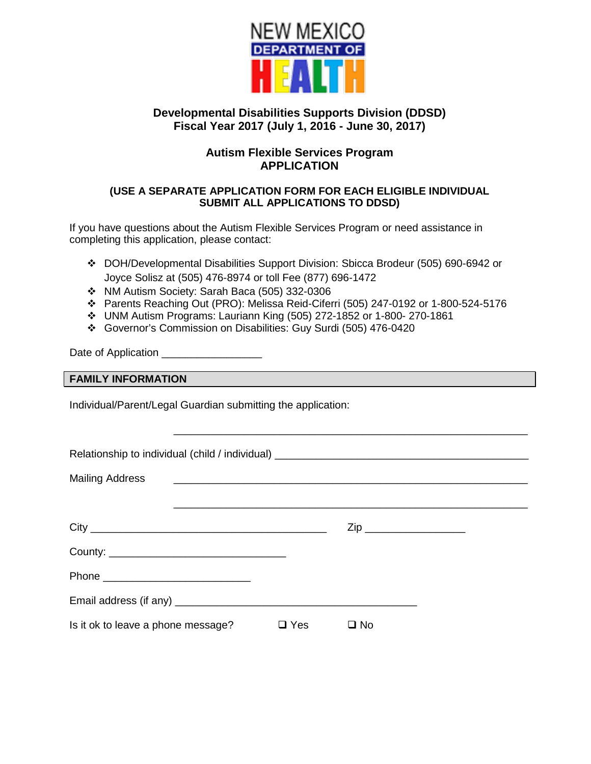NEW MEXICO DEPARTMENT OF HEALTH

**Developmental Disabilities Supports Division (DDSD)**
**Fiscal Year 2017 (July 1, 2016 - June 30, 2017)**

## Autism Flexible Services Program APPLICATION

**(USE A SEPARATE APPLICATION FORM FOR EACH ELIGIBLE INDIVIDUAL SUBMIT ALL APPLICATIONS TO DDSD)**

If you have questions about the Autism Flexible Services Program or need assistance in completing this application, please contact:

- DOH/Developmental Disabilities Support Division: Sbicca Brodeur (505) 690-6942 or Joyce Solisz at (505) 476-8974 or toll Fee (877) 696-1472
- NM Autism Society: Sarah Baca (505) 332-0306
- Parents Reaching Out (PRO): Melissa Reid-Ciferri (505) 247-0192 or 1-800-524-5176
- UNM Autism Programs: Lauriann King (505) 272-1852 or 1-800- 270-1861
- Governor's Commission on Disabilities: Guy Surdi (505) 476-0420

Date of Application ________________

### FAMILY INFORMATION

Individual/Parent/Legal Guardian submitting the application:

_______________________________________________________

Relationship to individual (child / individual) ________________________________________

Mailing Address _______________________________________________________

_______________________________________________________

City ________________________________________ Zip ________________

County: ______________________________

Phone _________________________

Email address (if any) _________________________________________

Is it ok to leave a phone message? ☐ Yes ☐ No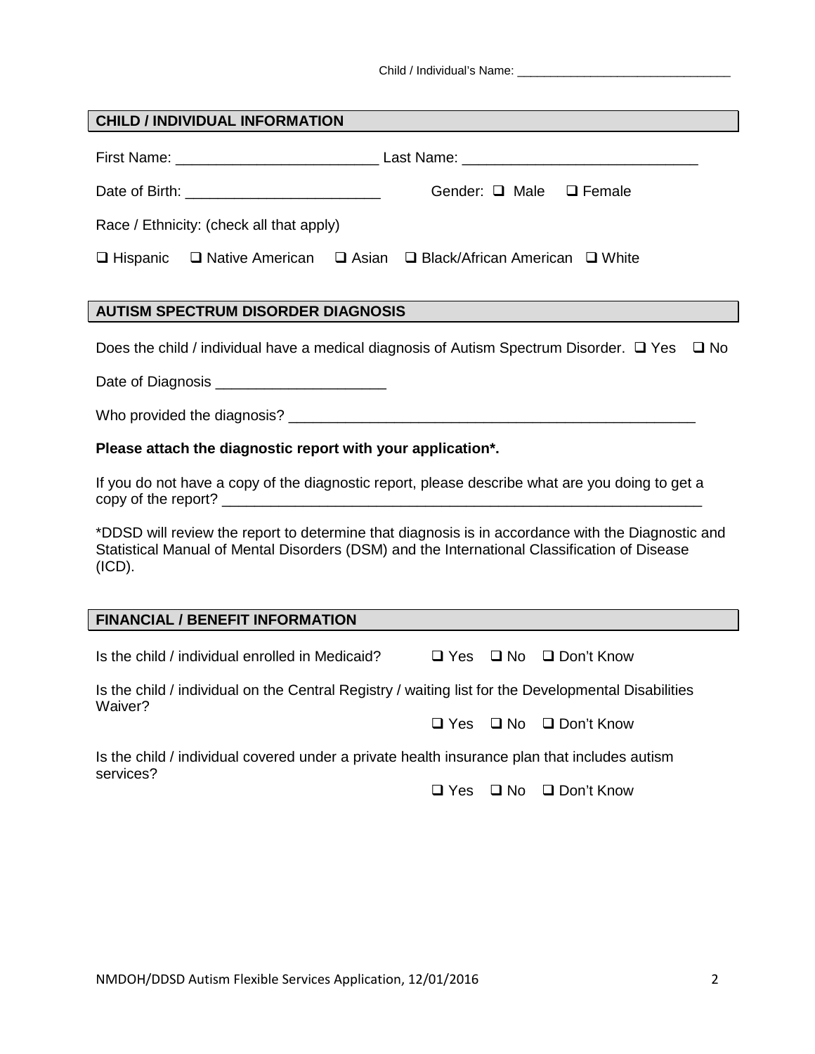Child / Individual's Name: _______________________________

## CHILD / INDIVIDUAL INFORMATION

First Name: ________________________ Last Name: ____________________________

Date of Birth: _______________________ Gender: ☐ Male ☐ Female

Race / Ethnicity: (check all that apply)

☐ Hispanic ☐ Native American ☐ Asian ☐ Black/African American ☐ White

## AUTISM SPECTRUM DISORDER DIAGNOSIS

Does the child / individual have a medical diagnosis of Autism Spectrum Disorder. ☐ Yes ☐ No

Date of Diagnosis _____________________

Who provided the diagnosis? _____________________________________________________

**Please attach the diagnostic report with your application*.**

If you do not have a copy of the diagnostic report, please describe what are you doing to get a copy of the report? _____________________________________________________________

*DDSD will review the report to determine that diagnosis is in accordance with the Diagnostic and Statistical Manual of Mental Disorders (DSM) and the International Classification of Disease (ICD).

## FINANCIAL / BENEFIT INFORMATION

Is the child / individual enrolled in Medicaid? ☐ Yes ☐ No ☐ Don't Know

Is the child / individual on the Central Registry / waiting list for the Developmental Disabilities Waiver?

☐ Yes ☐ No ☐ Don't Know

Is the child / individual covered under a private health insurance plan that includes autism services?

☐ Yes ☐ No ☐ Don't Know

NMDOH/DDSD Autism Flexible Services Application, 12/01/2016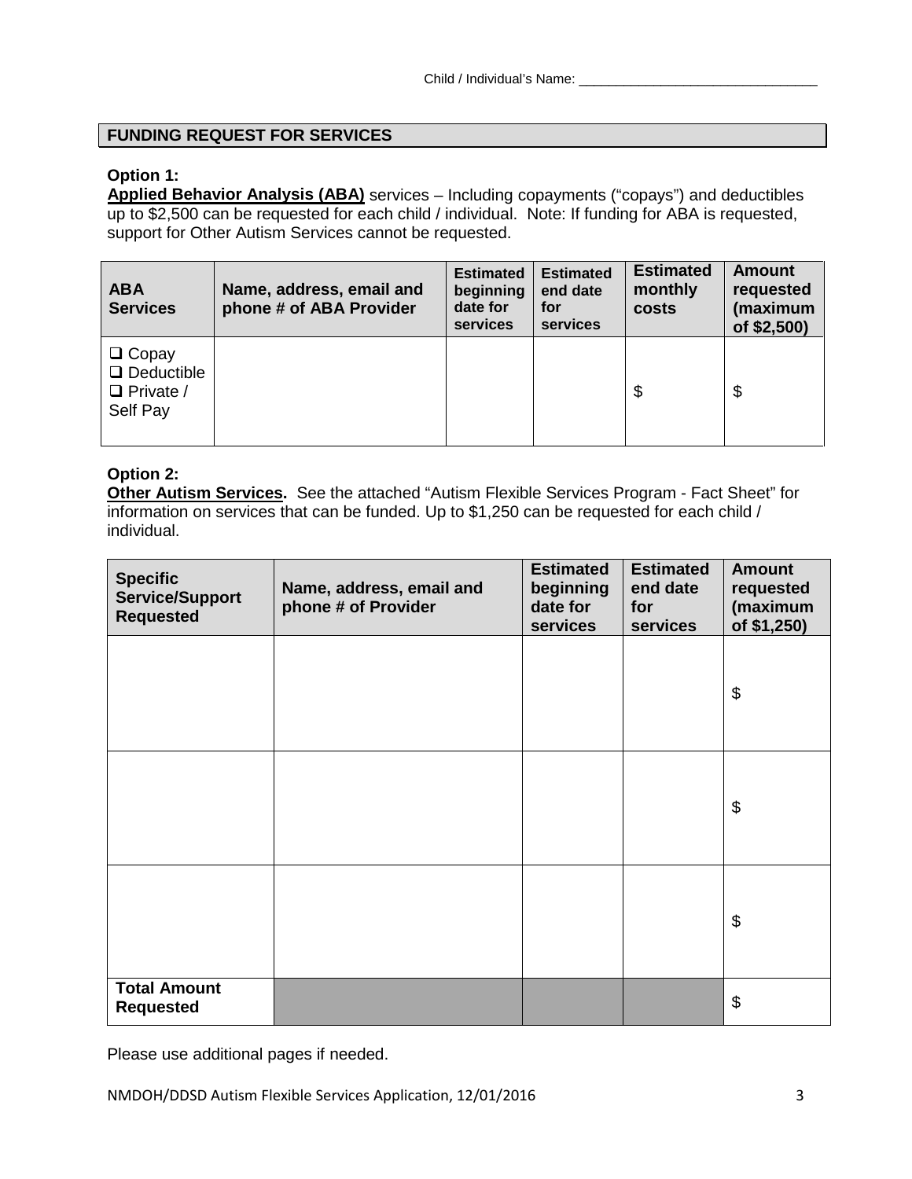Child / Individual's Name: ________________________________

## FUNDING REQUEST FOR SERVICES

**Option 1:**
**Applied Behavior Analysis (ABA)** services – Including copayments ("copays") and deductibles up to $2,500 can be requested for each child / individual. Note: If funding for ABA is requested, support for Other Autism Services cannot be requested.

| ABA Services | Name, address, email and phone # of ABA Provider | Estimated beginning date for services | Estimated end date for services | Estimated monthly costs | Amount requested (maximum of $2,500) |
|---|---|---|---|---|---|
| ❑ Copay<br>❑ Deductible<br>❑ Private / Self Pay | | | | $ | $ |

**Option 2:**
**Other Autism Services.** See the attached "Autism Flexible Services Program - Fact Sheet" for information on services that can be funded. Up to $1,250 can be requested for each child / individual.

| Specific Service/Support Requested | Name, address, email and phone # of Provider | Estimated beginning date for services | Estimated end date for services | Amount requested (maximum of $1,250) |
|---|---|---|---|---|
| | | | | $ |
| | | | | $ |
| | | | | $ |
| **Total Amount Requested** | | | | $ |

Please use additional pages if needed.

NMDOH/DDSD Autism Flexible Services Application, 12/01/2016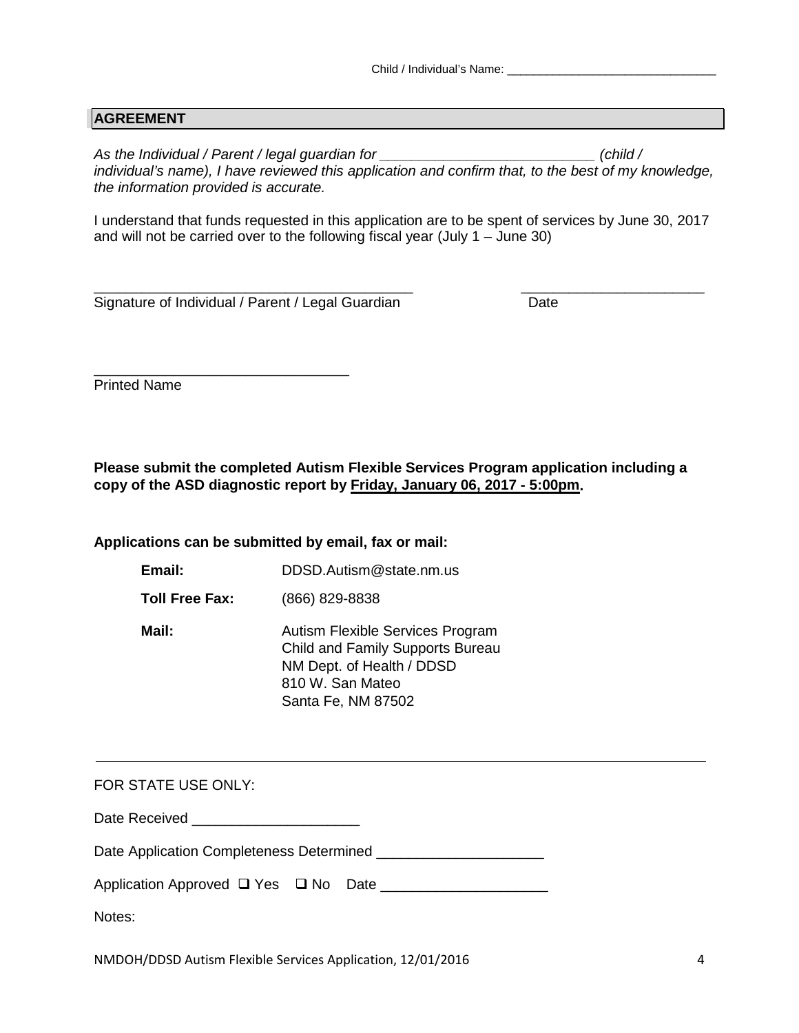Child / Individual's Name: ________________________________

## AGREEMENT

*As the Individual / Parent / legal guardian for ___________________________ (child / individual's name), I have reviewed this application and confirm that, to the best of my knowledge, the information provided is accurate.*

I understand that funds requested in this application are to be spent of services by June 30, 2017 and will not be carried over to the following fiscal year (July 1 – June 30)

________________________________________ ________________________

Signature of Individual / Parent / Legal Guardian Date

________________________________

Printed Name

**Please submit the completed Autism Flexible Services Program application including a copy of the ASD diagnostic report by <u>Friday, January 06, 2017 - 5:00pm</u>.**

**Applications can be submitted by email, fax or mail:**

| | |
|---|---|
| **Email:** | DDSD.Autism@state.nm.us |
| **Toll Free Fax:** | (866) 829-8838 |
| **Mail:** | Autism Flexible Services Program<br>Child and Family Supports Bureau<br>NM Dept. of Health / DDSD<br>810 W. San Mateo<br>Santa Fe, NM 87502 |

---

FOR STATE USE ONLY:

Date Received _____________________

Date Application Completeness Determined _____________________

Application Approved ❑ Yes ❑ No Date _____________________

Notes: